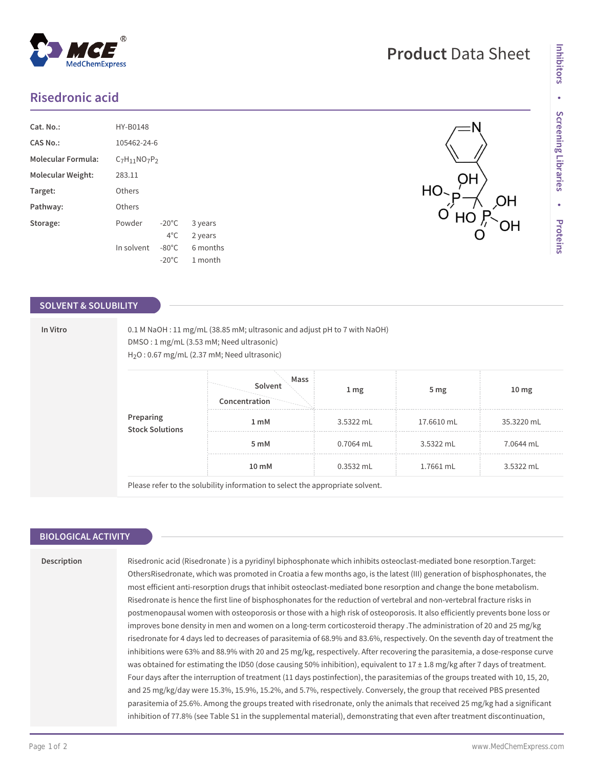# Product Data Sheet

## Risedronic acid

| | | | |
|---|---|---|---|
| **Cat. No.:** | HY-B0148 | | |
| **CAS No.:** | 105462-24-6 | | |
| **Molecular Formula:** | $C_7H_{11}NO_7P_2$ | | |
| **Molecular Weight:** | 283.11 | | |
| **Target:** | Others | | |
| **Pathway:** | Others | | |
| **Storage:** | Powder | -20°C | 3 years |
| | | 4°C | 2 years |
| | In solvent | -80°C | 6 months |
| | | -20°C | 1 month |

## SOLVENT & SOLUBILITY

**In Vitro**

0.1 M NaOH : 11 mg/mL (38.85 mM; ultrasonic and adjust pH to 7 with NaOH)
DMSO : 1 mg/mL (3.53 mM; Need ultrasonic)
$H_2O$ : 0.67 mg/mL (2.37 mM; Need ultrasonic)

**Preparing Stock Solutions**

| Solvent / Concentration \ Mass | 1 mg | 5 mg | 10 mg |
|---|---|---|---|
| 1 mM | 3.5322 mL | 17.6610 mL | 35.3220 mL |
| 5 mM | 0.7064 mL | 3.5322 mL | 7.0644 mL |
| 10 mM | 0.3532 mL | 1.7661 mL | 3.5322 mL |

Please refer to the solubility information to select the appropriate solvent.

## BIOLOGICAL ACTIVITY

**Description**

Risedronic acid (Risedronate ) is a pyridinyl biphosphonate which inhibits osteoclast-mediated bone resorption.Target: OthersRisedronate, which was promoted in Croatia a few months ago, is the latest (III) generation of bisphosphonates, the most efficient anti-resorption drugs that inhibit osteoclast-mediated bone resorption and change the bone metabolism. Risedronate is hence the first line of bisphosphonates for the reduction of vertebral and non-vertebral fracture risks in postmenopausal women with osteoporosis or those with a high risk of osteoporosis. It also efficiently prevents bone loss or improves bone density in men and women on a long-term corticosteroid therapy .The administration of 20 and 25 mg/kg risedronate for 4 days led to decreases of parasitemia of 68.9% and 83.6%, respectively. On the seventh day of treatment the inhibitions were 63% and 88.9% with 20 and 25 mg/kg, respectively. After recovering the parasitemia, a dose-response curve was obtained for estimating the ID50 (dose causing 50% inhibition), equivalent to 17 ± 1.8 mg/kg after 7 days of treatment. Four days after the interruption of treatment (11 days postinfection), the parasitemias of the groups treated with 10, 15, 20, and 25 mg/kg/day were 15.3%, 15.9%, 15.2%, and 5.7%, respectively. Conversely, the group that received PBS presented parasitemia of 25.6%. Among the groups treated with risedronate, only the animals that received 25 mg/kg had a significant inhibition of 77.8% (see Table S1 in the supplemental material), demonstrating that even after treatment discontinuation,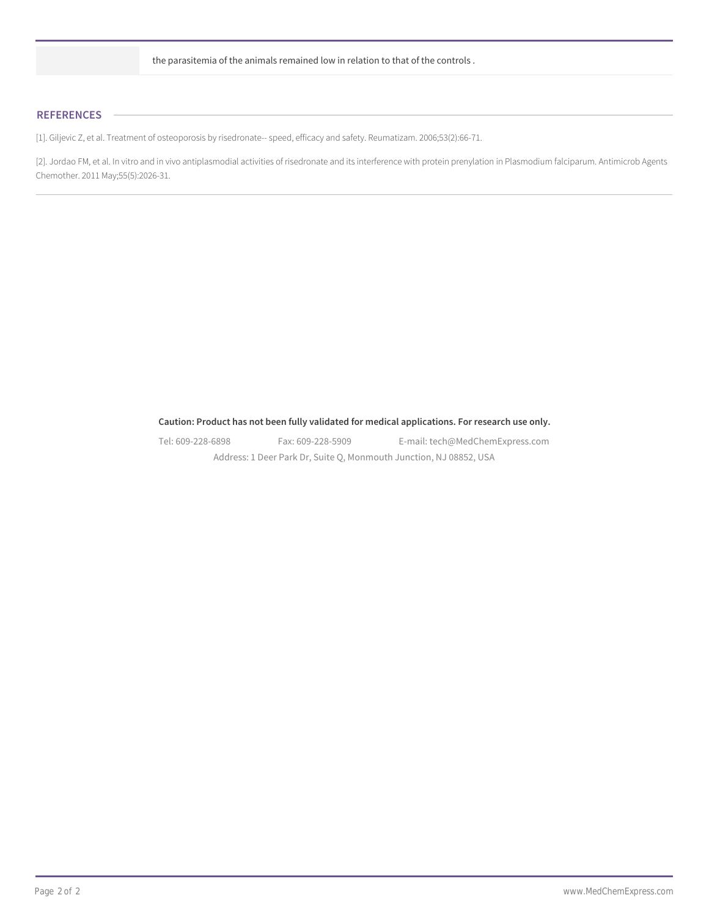the parasitemia of the animals remained low in relation to that of the controls .

## REFERENCES

[1]. Giljevic Z, et al. Treatment of osteoporosis by risedronate-- speed, efficacy and safety. Reumatizam. 2006;53(2):66-71.

[2]. Jordao FM, et al. In vitro and in vivo antiplasmodial activities of risedronate and its interference with protein prenylation in Plasmodium falciparum. Antimicrob Agents Chemother. 2011 May;55(5):2026-31.

**Caution: Product has not been fully validated for medical applications. For research use only.**

Tel: 609-228-6898 Fax: 609-228-5909 E-mail: tech@MedChemExpress.com

Address: 1 Deer Park Dr, Suite Q, Monmouth Junction, NJ 08852, USA